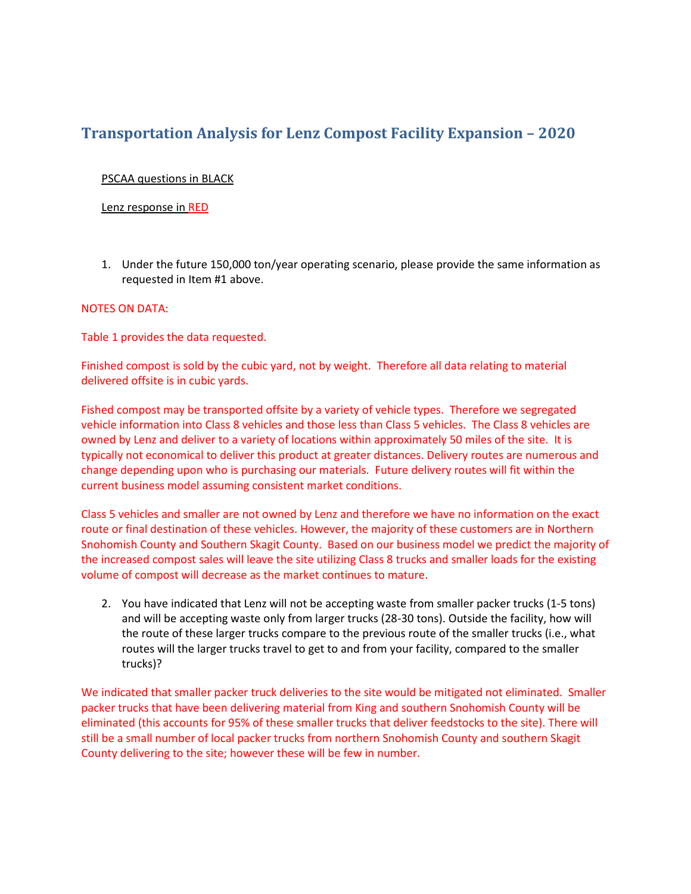# Transportation Analysis for Lenz Compost Facility Expansion – 2020

PSCAA questions in BLACK

Lenz response in RED

1. Under the future 150,000 ton/year operating scenario, please provide the same information as requested in Item #1 above.

NOTES ON DATA:

Table 1 provides the data requested.

Finished compost is sold by the cubic yard, not by weight. Therefore all data relating to material delivered offsite is in cubic yards.

Fished compost may be transported offsite by a variety of vehicle types. Therefore we segregated vehicle information into Class 8 vehicles and those less than Class 5 vehicles. The Class 8 vehicles are owned by Lenz and deliver to a variety of locations within approximately 50 miles of the site. It is typically not economical to deliver this product at greater distances. Delivery routes are numerous and change depending upon who is purchasing our materials. Future delivery routes will fit within the current business model assuming consistent market conditions.

Class 5 vehicles and smaller are not owned by Lenz and therefore we have no information on the exact route or final destination of these vehicles. However, the majority of these customers are in Northern Snohomish County and Southern Skagit County. Based on our business model we predict the majority of the increased compost sales will leave the site utilizing Class 8 trucks and smaller loads for the existing volume of compost will decrease as the market continues to mature.

2. You have indicated that Lenz will not be accepting waste from smaller packer trucks (1-5 tons) and will be accepting waste only from larger trucks (28-30 tons). Outside the facility, how will the route of these larger trucks compare to the previous route of the smaller trucks (i.e., what routes will the larger trucks travel to get to and from your facility, compared to the smaller trucks)?

We indicated that smaller packer truck deliveries to the site would be mitigated not eliminated. Smaller packer trucks that have been delivering material from King and southern Snohomish County will be eliminated (this accounts for 95% of these smaller trucks that deliver feedstocks to the site). There will still be a small number of local packer trucks from northern Snohomish County and southern Skagit County delivering to the site; however these will be few in number.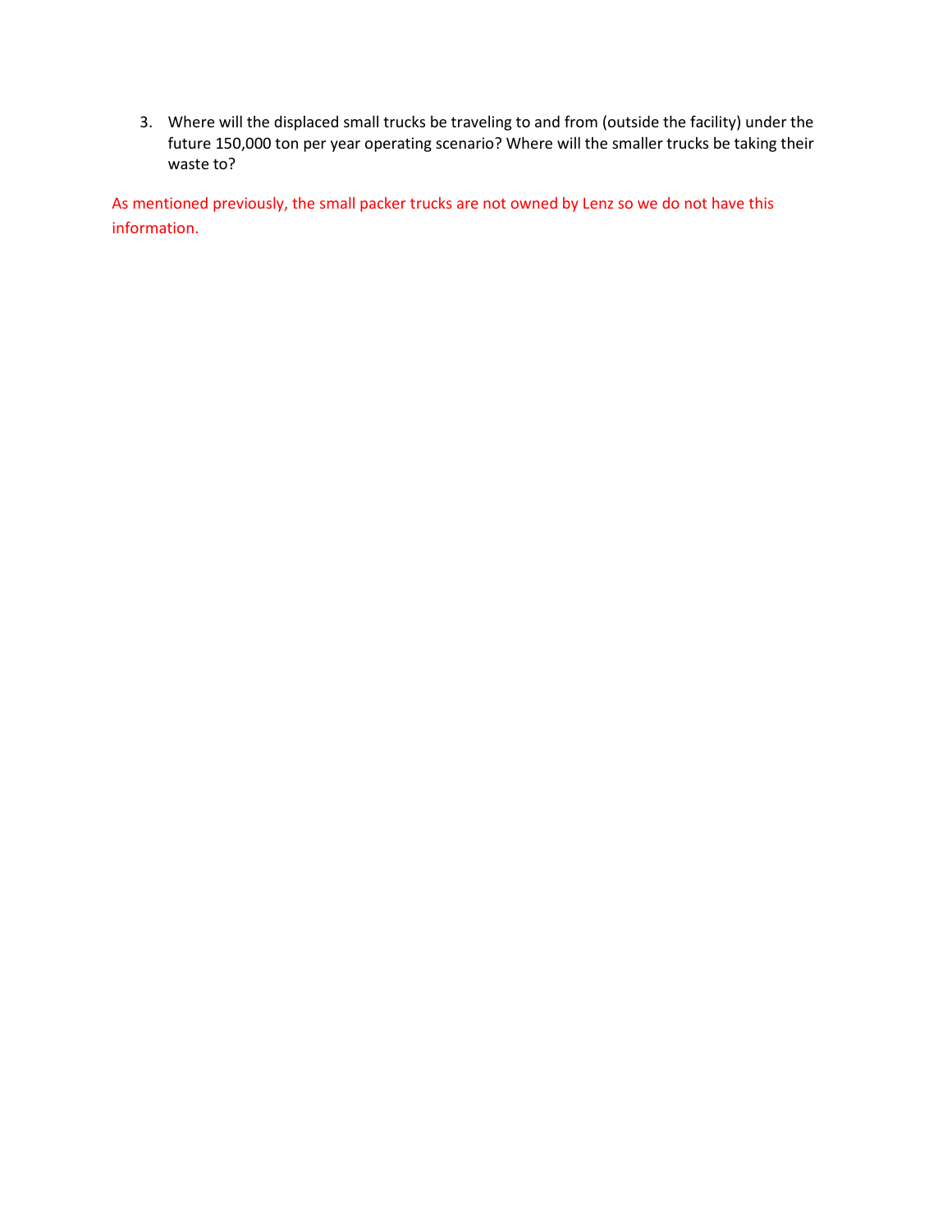3. Where will the displaced small trucks be traveling to and from (outside the facility) under the future 150,000 ton per year operating scenario? Where will the smaller trucks be taking their waste to?

As mentioned previously, the small packer trucks are not owned by Lenz so we do not have this information.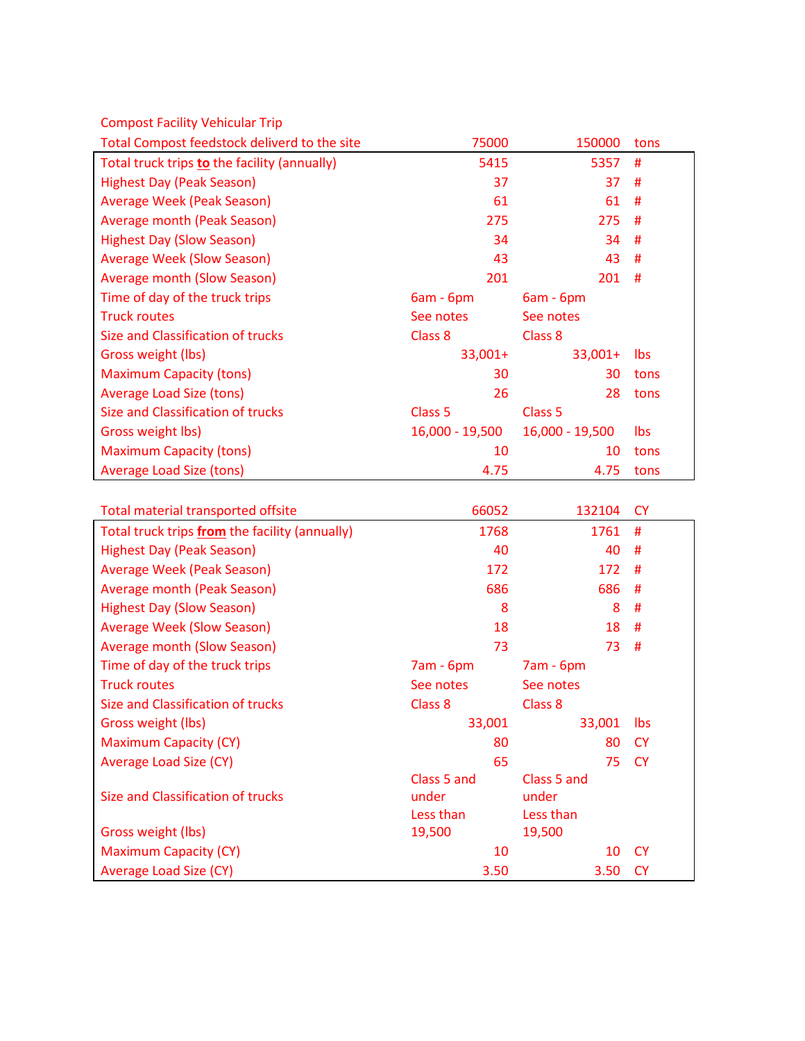Compost Facility Vehicular Trip

| | | | |
|---|---|---|---|
| Total Compost feedstock deliverd to the site | 75000 | 150000 | tons |
| Total truck trips **to** the facility (annually) | 5415 | 5357 | # |
| Highest Day (Peak Season) | 37 | 37 | # |
| Average Week (Peak Season) | 61 | 61 | # |
| Average month (Peak Season) | 275 | 275 | # |
| Highest Day (Slow Season) | 34 | 34 | # |
| Average Week (Slow Season) | 43 | 43 | # |
| Average month (Slow Season) | 201 | 201 | # |
| Time of day of the truck trips | 6am - 6pm | 6am - 6pm | |
| Truck routes | See notes | See notes | |
| Size and Classification of trucks | Class 8 | Class 8 | |
| Gross weight (lbs) | 33,001+ | 33,001+ | lbs |
| Maximum Capacity (tons) | 30 | 30 | tons |
| Average Load Size (tons) | 26 | 28 | tons |
| Size and Classification of trucks | Class 5 | Class 5 | |
| Gross weight lbs) | 16,000 - 19,500 | 16,000 - 19,500 | lbs |
| Maximum Capacity (tons) | 10 | 10 | tons |
| Average Load Size (tons) | 4.75 | 4.75 | tons |

| | | | |
|---|---|---|---|
| Total material transported offsite | 66052 | 132104 | CY |
| Total truck trips **from** the facility (annually) | 1768 | 1761 | # |
| Highest Day (Peak Season) | 40 | 40 | # |
| Average Week (Peak Season) | 172 | 172 | # |
| Average month (Peak Season) | 686 | 686 | # |
| Highest Day (Slow Season) | 8 | 8 | # |
| Average Week (Slow Season) | 18 | 18 | # |
| Average month (Slow Season) | 73 | 73 | # |
| Time of day of the truck trips | 7am - 6pm | 7am - 6pm | |
| Truck routes | See notes | See notes | |
| Size and Classification of trucks | Class 8 | Class 8 | |
| Gross weight (lbs) | 33,001 | 33,001 | lbs |
| Maximum Capacity (CY) | 80 | 80 | CY |
| Average Load Size (CY) | 65 | 75 | CY |
| Size and Classification of trucks | Class 5 and under | Class 5 and under | |
| Gross weight (lbs) | Less than 19,500 | Less than 19,500 | |
| Maximum Capacity (CY) | 10 | 10 | CY |
| Average Load Size (CY) | 3.50 | 3.50 | CY |